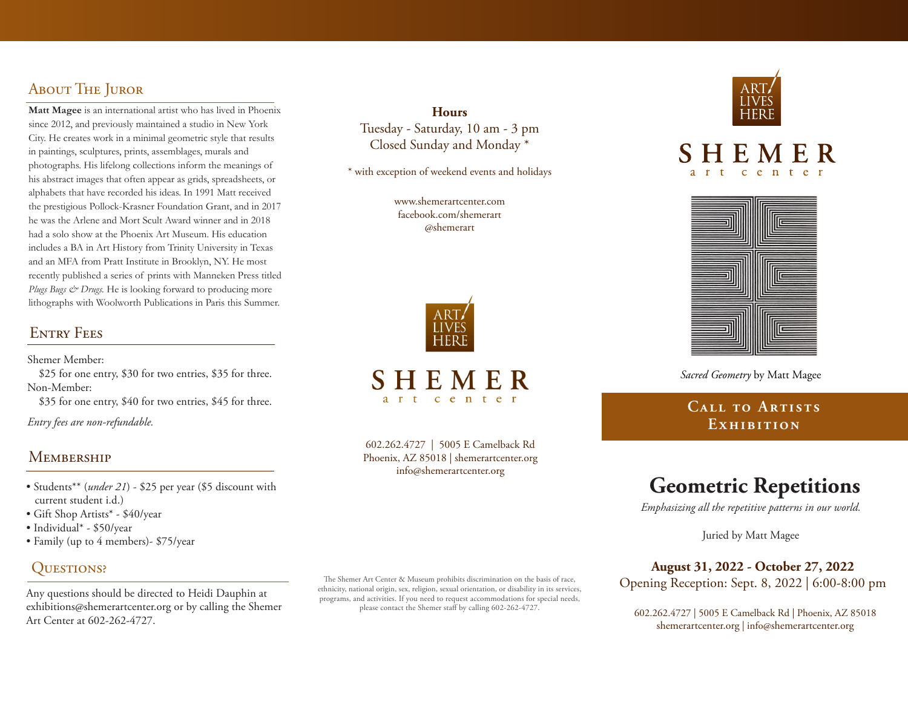## About The Juror

**Matt Magee** is an international artist who has lived in Phoenix since 2012, and previously maintained a studio in New York City. He creates work in a minimal geometric style that results in paintings, sculptures, prints, assemblages, murals and photographs. His lifelong collections inform the meanings of his abstract images that often appear as grids, spreadsheets, or alphabets that have recorded his ideas. In 1991 Matt received the prestigious Pollock-Krasner Foundation Grant, and in 2017 he was the Arlene and Mort Scult Award winner and in 2018 had a solo show at the Phoenix Art Museum. His education includes a BA in Art History from Trinity University in Texas and an MFA from Pratt Institute in Brooklyn, NY. He most recently published a series of prints with Manneken Press titled *Plugs Bugs & Drugs.* He is looking forward to producing more lithographs with Woolworth Publications in Paris this Summer.

## Entry Fees

Shemer Member:
$25 for one entry, $30 for two entries, $35 for three.
Non-Member:
$35 for one entry, $40 for two entries, $45 for three.

*Entry fees are non-refundable.*

## Membership

- Students** (*under 21*) - $25 per year ($5 discount with current student i.d.)
- Gift Shop Artists* - $40/year
- Individual* - $50/year
- Family (up to 4 members)- $75/year

## Questions?

Any questions should be directed to Heidi Dauphin at exhibitions@shemerartcenter.org or by calling the Shemer Art Center at 602-262-4727.

**Hours**
Tuesday - Saturday, 10 am - 3 pm
Closed Sunday and Monday *

* with exception of weekend events and holidays

www.shemerartcenter.com
facebook.com/shemerart
@shemerart

ART LIVES HERE

SHEMER
art center

602.262.4727 | 5005 E Camelback Rd
Phoenix, AZ 85018 | shemerartcenter.org
info@shemerartcenter.org

The Shemer Art Center & Museum prohibits discrimination on the basis of race, ethnicity, national origin, sex, religion, sexual orientation, or disability in its services, programs, and activities. If you need to request accommodations for special needs, please contact the Shemer staff by calling 602-262-4727.

ART LIVES HERE

SHEMER
art center

*Sacred Geometry* by Matt Magee

## Call to Artists Exhibition

# Geometric Repetitions

*Emphasizing all the repetitive patterns in our world.*

Juried by Matt Magee

**August 31, 2022 - October 27, 2022**
Opening Reception: Sept. 8, 2022 | 6:00-8:00 pm

602.262.4727 | 5005 E Camelback Rd | Phoenix, AZ 85018
shemerartcenter.org | info@shemerartcenter.org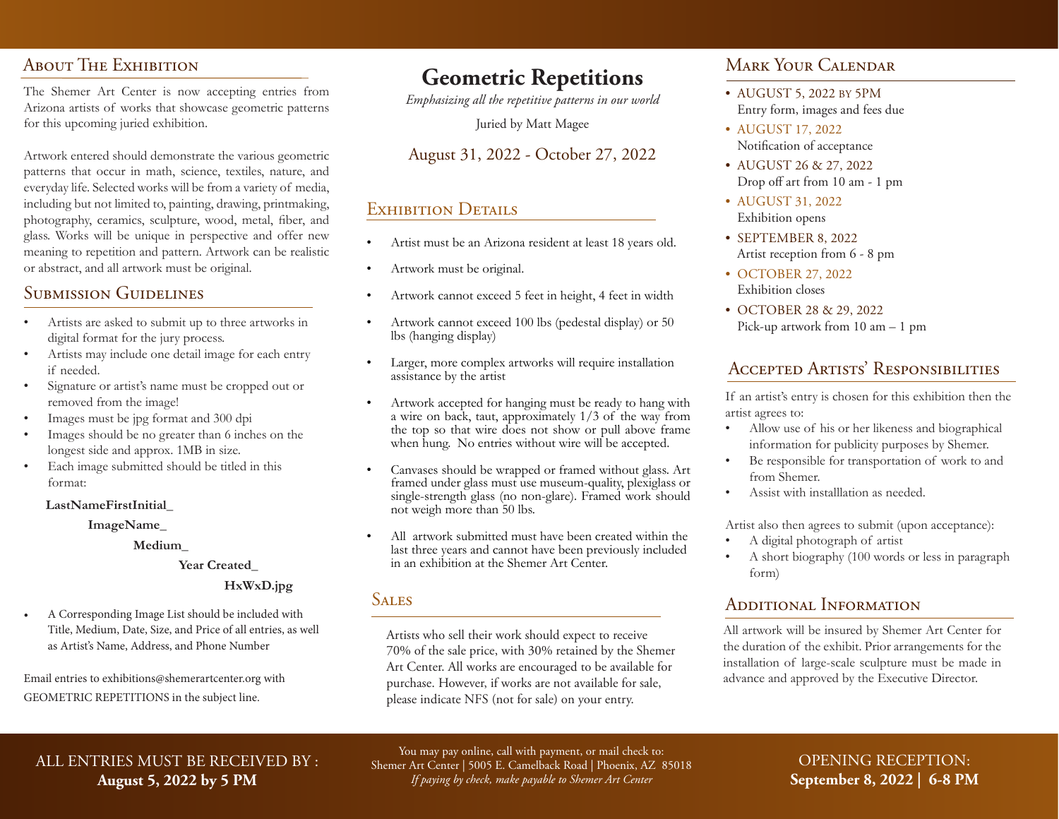# Geometric Repetitions

*Emphasizing all the repetitive patterns in our world*

Juried by Matt Magee

August 31, 2022 - October 27, 2022

## About The Exhibition

The Shemer Art Center is now accepting entries from Arizona artists of works that showcase geometric patterns for this upcoming juried exhibition.

Artwork entered should demonstrate the various geometric patterns that occur in math, science, textiles, nature, and everyday life. Selected works will be from a variety of media, including but not limited to, painting, drawing, printmaking, photography, ceramics, sculpture, wood, metal, fiber, and glass. Works will be unique in perspective and offer new meaning to repetition and pattern. Artwork can be realistic or abstract, and all artwork must be original.

## Submission Guidelines

- Artists are asked to submit up to three artworks in digital format for the jury process.
- Artists may include one detail image for each entry if needed.
- Signature or artist's name must be cropped out or removed from the image!
- Images must be jpg format and 300 dpi
- Images should be no greater than 6 inches on the longest side and approx. 1MB in size.
- Each image submitted should be titled in this format:

**LastNameFirstInitial_**
**ImageName_**
**Medium_**
**Year Created_**
**HxWxD.jpg**

- A Corresponding Image List should be included with Title, Medium, Date, Size, and Price of all entries, as well as Artist's Name, Address, and Phone Number

Email entries to exhibitions@shemerartcenter.org with GEOMETRIC REPETITIONS in the subject line.

## Exhibition Details

- Artist must be an Arizona resident at least 18 years old.
- Artwork must be original.
- Artwork cannot exceed 5 feet in height, 4 feet in width
- Artwork cannot exceed 100 lbs (pedestal display) or 50 lbs (hanging display)
- Larger, more complex artworks will require installation assistance by the artist
- Artwork accepted for hanging must be ready to hang with a wire on back, taut, approximately 1/3 of the way from the top so that wire does not show or pull above frame when hung. No entries without wire will be accepted.
- Canvases should be wrapped or framed without glass. Art framed under glass must use museum-quality, plexiglass or single-strength glass (no non-glare). Framed work should not weigh more than 50 lbs.
- All artwork submitted must have been created within the last three years and cannot have been previously included in an exhibition at the Shemer Art Center.

## Sales

Artists who sell their work should expect to receive 70% of the sale price, with 30% retained by the Shemer Art Center. All works are encouraged to be available for purchase. However, if works are not available for sale, please indicate NFS (not for sale) on your entry.

## Mark Your Calendar

- AUGUST 5, 2022 BY 5PM
  Entry form, images and fees due
- AUGUST 17, 2022
  Notification of acceptance
- AUGUST 26 & 27, 2022
  Drop off art from 10 am - 1 pm
- AUGUST 31, 2022
  Exhibition opens
- SEPTEMBER 8, 2022
  Artist reception from 6 - 8 pm
- OCTOBER 27, 2022
  Exhibition closes
- OCTOBER 28 & 29, 2022
  Pick-up artwork from 10 am – 1 pm

## Accepted Artists' Responsibilities

If an artist's entry is chosen for this exhibition then the artist agrees to:

- Allow use of his or her likeness and biographical information for publicity purposes by Shemer.
- Be responsible for transportation of work to and from Shemer.
- Assist with installlation as needed.

Artist also then agrees to submit (upon acceptance):

- A digital photograph of artist
- A short biography (100 words or less in paragraph form)

## Additional Information

All artwork will be insured by Shemer Art Center for the duration of the exhibit. Prior arrangements for the installation of large-scale sculpture must be made in advance and approved by the Executive Director.

ALL ENTRIES MUST BE RECEIVED BY :
**August 5, 2022 by 5 PM**

You may pay online, call with payment, or mail check to:
Shemer Art Center | 5005 E. Camelback Road | Phoenix, AZ 85018
*If paying by check, make payable to Shemer Art Center*

OPENING RECEPTION:
**September 8, 2022 | 6-8 PM**